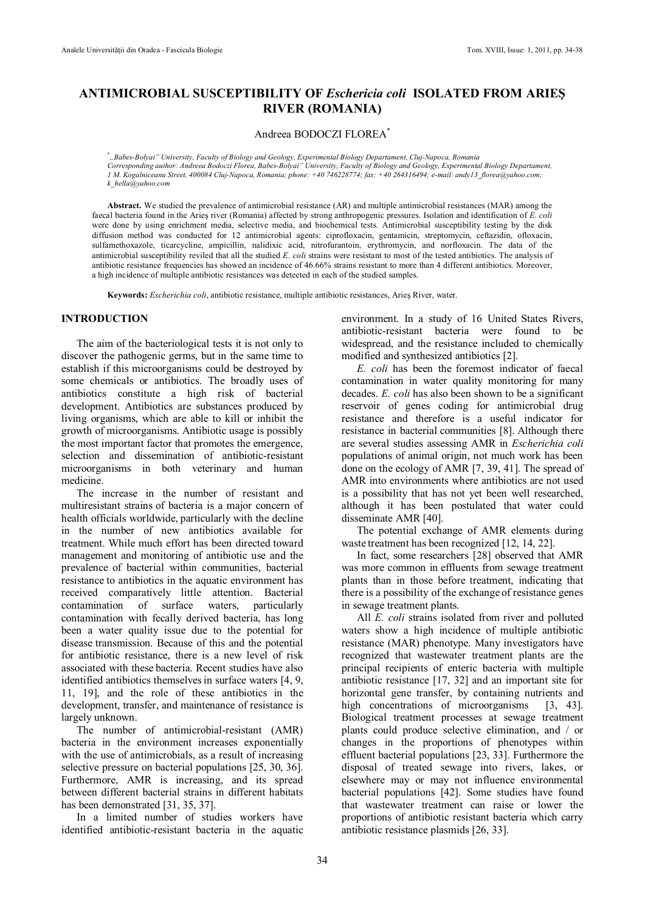# ANTIMICROBIAL SUSCEPTIBILITY OF *Eschericia coli* ISOLATED FROM ARIEŞ RIVER (ROMANIA)

Andreea BODOCZI FLOREA[*]

[*] „Babes-Bolyai" University, Faculty of Biology and Geology, Experimental Biology Departament, Cluj-Napoca, Romania
Corresponding author: Andreea Bodoczi Florea, Babes-Bolyai" University, Faculty of Biology and Geology, Experimental Biology Departament, 1 M. Kogalniceanu Street, 400084 Cluj-Napoca, Romania; phone: +40 746228774; fax: +40 264316494; e-mail: andy13_florea@yahoo.com; k_hella@yahoo.com

**Abstract.** We studied the prevalence of antimicrobial resistance (AR) and multiple antimicrobial resistances (MAR) among the faecal bacteria found in the Arieş river (Romania) affected by strong anthropogenic pressures. Isolation and identification of *E. coli* were done by using enrichment media, selective media, and biochemical tests. Antimicrobial susceptibility testing by the disk diffusion method was conducted for 12 antimicrobial agents: ciprofloxacin, gentamicin, streptomycin, ceftazidin, ofloxacin, sulfamethoxazole, ticarcycline, ampicillin, nalidixic acid, nitrofurantoin, erythromycin, and norfloxacin. The data of the antimicrobial susceptibility reviled that all the studied *E. coli* strains were resistant to most of the tested antibiotics. The analysis of antibiotic resistance frequencies has showed an incidence of 46.66% strains resistant to more than 4 different antibiotics. Moreover, a high incidence of multiple antibiotic resistances was detected in each of the studied samples.

**Keywords:** *Escherichia coli*, antibiotic resistance, multiple antibiotic resistances, Arieş River, water.

## INTRODUCTION

The aim of the bacteriological tests it is not only to discover the pathogenic germs, but in the same time to establish if this microorganisms could be destroyed by some chemicals or antibiotics. The broadly uses of antibiotics constitute a high risk of bacterial development. Antibiotics are substances produced by living organisms, which are able to kill or inhibit the growth of microorganisms. Antibiotic usage is possibly the most important factor that promotes the emergence, selection and dissemination of antibiotic-resistant microorganisms in both veterinary and human medicine.

The increase in the number of resistant and multiresistant strains of bacteria is a major concern of health officials worldwide, particularly with the decline in the number of new antibiotics available for treatment. While much effort has been directed toward management and monitoring of antibiotic use and the prevalence of bacterial within communities, bacterial resistance to antibiotics in the aquatic environment has received comparatively little attention. Bacterial contamination of surface waters, particularly contamination with fecally derived bacteria, has long been a water quality issue due to the potential for disease transmission. Because of this and the potential for antibiotic resistance, there is a new level of risk associated with these bacteria. Recent studies have also identified antibiotics themselves in surface waters [4, 9, 11, 19], and the role of these antibiotics in the development, transfer, and maintenance of resistance is largely unknown.

The number of antimicrobial-resistant (AMR) bacteria in the environment increases exponentially with the use of antimicrobials, as a result of increasing selective pressure on bacterial populations [25, 30, 36]. Furthermore, AMR is increasing, and its spread between different bacterial strains in different habitats has been demonstrated [31, 35, 37].

In a limited number of studies workers have identified antibiotic-resistant bacteria in the aquatic environment. In a study of 16 United States Rivers, antibiotic-resistant bacteria were found to be widespread, and the resistance included to chemically modified and synthesized antibiotics [2].

*E. coli* has been the foremost indicator of faecal contamination in water quality monitoring for many decades. *E. coli* has also been shown to be a significant reservoir of genes coding for antimicrobial drug resistance and therefore is a useful indicator for resistance in bacterial communities [8]. Although there are several studies assessing AMR in *Escherichia coli* populations of animal origin, not much work has been done on the ecology of AMR [7, 39, 41]. The spread of AMR into environments where antibiotics are not used is a possibility that has not yet been well researched, although it has been postulated that water could disseminate AMR [40].

The potential exchange of AMR elements during waste treatment has been recognized [12, 14, 22].

In fact, some researchers [28] observed that AMR was more common in effluents from sewage treatment plants than in those before treatment, indicating that there is a possibility of the exchange of resistance genes in sewage treatment plants.

All *E. coli* strains isolated from river and polluted waters show a high incidence of multiple antibiotic resistance (MAR) phenotype. Many investigators have recognized that wastewater treatment plants are the principal recipients of enteric bacteria with multiple antibiotic resistance [17, 32] and an important site for horizontal gene transfer, by containing nutrients and high concentrations of microorganisms [3, 43]. Biological treatment processes at sewage treatment plants could produce selective elimination, and / or changes in the proportions of phenotypes within effluent bacterial populations [23, 33]. Furthermore the disposal of treated sewage into rivers, lakes, or elsewhere may or may not influence environmental bacterial populations [42]. Some studies have found that wastewater treatment can raise or lower the proportions of antibiotic resistant bacteria which carry antibiotic resistance plasmids [26, 33].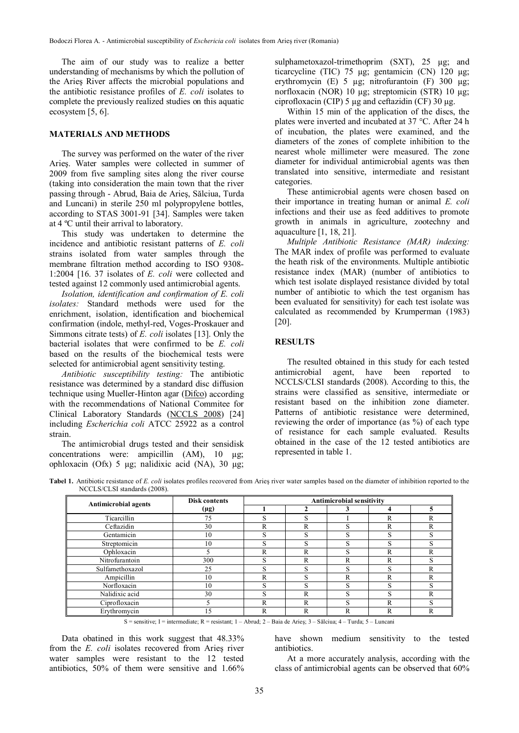The aim of our study was to realize a better understanding of mechanisms by which the pollution of the Arieş River affects the microbial populations and the antibiotic resistance profiles of *E. coli* isolates to complete the previously realized studies on this aquatic ecosystem [5, 6].

## MATERIALS AND METHODS

The survey was performed on the water of the river Arieş. Water samples were collected in summer of 2009 from five sampling sites along the river course (taking into consideration the main town that the river passing through - Abrud, Baia de Arieş, Sălciua, Turda and Luncani) in sterile 250 ml polypropylene bottles, according to STAS 3001-91 [34]. Samples were taken at 4 ºC until their arrival to laboratory.

This study was undertaken to determine the incidence and antibiotic resistant patterns of *E. coli* strains isolated from water samples through the membrane filtration method according to ISO 9308-1:2004 [16. 37 isolates of *E. coli* were collected and tested against 12 commonly used antimicrobial agents.

*Isolation, identification and confirmation of E. coli isolates:* Standard methods were used for the enrichment, isolation, identification and biochemical confirmation (indole, methyl-red, Voges-Proskauer and Simmons citrate tests) of *E. coli* isolates [13]. Only the bacterial isolates that were confirmed to be *E. coli* based on the results of the biochemical tests were selected for antimicrobial agent sensitivity testing.

*Antibiotic susceptibility testing:* The antibiotic resistance was determined by a standard disc diffusion technique using Mueller-Hinton agar (Difco) according with the recommendations of National Commitee for Clinical Laboratory Standards (NCCLS 2008) [24] including *Escherichia coli* ATCC 25922 as a control strain.

The antimicrobial drugs tested and their sensidisk concentrations were: ampicillin (AM), 10 µg; ophloxacin (Ofx) 5 µg; nalidixic acid (NA), 30 µg; sulphametoxazol-trimethoprim (SXT), 25 µg; and ticarcycline (TIC) 75 µg; gentamicin (CN) 120 µg; erythromycin (E) 5 µg; nitrofurantoin (F) 300 µg; norfloxacin (NOR) 10 µg; streptomicin (STR) 10 µg; ciprofloxacin (CIP) 5 µg and ceftazidin (CF) 30 µg.

Within 15 min of the application of the discs, the plates were inverted and incubated at 37 °C. After 24 h of incubation, the plates were examined, and the diameters of the zones of complete inhibition to the nearest whole millimeter were measured. The zone diameter for individual antimicrobial agents was then translated into sensitive, intermediate and resistant categories.

These antimicrobial agents were chosen based on their importance in treating human or animal *E. coli* infections and their use as feed additives to promote growth in animals in agriculture, zootechny and aquaculture [1, 18, 21].

*Multiple Antibiotic Resistance (MAR) indexing:* The MAR index of profile was performed to evaluate the heath risk of the environments. Multiple antibiotic resistance index (MAR) (number of antibiotics to which test isolate displayed resistance divided by total number of antibiotic to which the test organism has been evaluated for sensitivity) for each test isolate was calculated as recommended by Krumperman (1983) [20].

## RESULTS

The resulted obtained in this study for each tested antimicrobial agent, have been reported to NCCLS/CLSI standards (2008). According to this, the strains were classified as sensitive, intermediate or resistant based on the inhibition zone diameter. Patterns of antibiotic resistance were determined, reviewing the order of importance (as %) of each type of resistance for each sample evaluated. Results obtained in the case of the 12 tested antibiotics are represented in table 1.

**Tabel 1.** Antibiotic resistance of *E. coli* isolates profiles recovered from Arieş river water samples based on the diameter of inhibition reported to the NCCLS/CLSI standards (2008).

| Antimicrobial agents | Disk contents (µg) | Antimicrobial sensitivity | | | | |
|---|---|---|---|---|---|---|
| | | 1 | 2 | 3 | 4 | 5 |
| Ticarcillin | 75 | S | S | I | R | R |
| Ceftazidin | 30 | R | R | S | R | R |
| Gentamicin | 10 | S | S | S | S | S |
| Streptomicin | 10 | S | S | S | S | S |
| Ophloxacin | 5 | R | R | S | R | R |
| Nitrofurantoin | 300 | S | R | R | R | S |
| Sulfamethoxazol | 25 | S | S | S | S | R |
| Ampicillin | 10 | R | S | R | R | R |
| Norfloxacin | 10 | S | S | S | S | S |
| Nalidixic acid | 30 | S | R | S | S | R |
| Ciprofloxacin | 5 | R | R | S | R | S |
| Erythromycin | 15 | R | R | R | R | R |

S = sensitive; I = intermediate; R = resistant; 1 – Abrud; 2 – Baia de Arieş; 3 – Sălciua; 4 – Turda; 5 – Luncani

Data obatined in this work suggest that 48.33% from the *E. coli* isolates recovered from Arieş river water samples were resistant to the 12 tested antibiotics, 50% of them were sensitive and 1.66% have shown medium sensitivity to the tested antibiotics.

At a more accurately analysis, according with the class of antimicrobial agents can be observed that 60%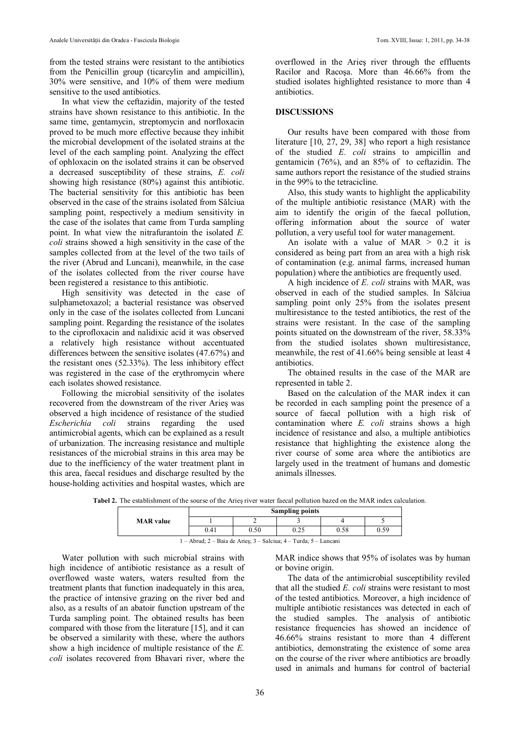from the tested strains were resistant to the antibiotics from the Penicillin group (ticarcylin and ampicillin), 30% were sensitive, and 10% of them were medium sensitive to the used antibiotics.

In what view the ceftazidin, majority of the tested strains have shown resistance to this antibiotic. In the same time, gentamycin, streptomycin and norfloxacin proved to be much more effective because they inhibit the microbial development of the isolated strains at the level of the each sampling point. Analyzing the effect of ophloxacin on the isolated strains it can be observed a decreased susceptibility of these strains, *E. coli* showing high resistance (80%) against this antibiotic. The bacterial sensitivity for this antibiotic has been observed in the case of the strains isolated from Sălciua sampling point, respectively a medium sensitivity in the case of the isolates that came from Turda sampling point. In what view the nitrafurantoin the isolated *E. coli* strains showed a high sensitivity in the case of the samples collected from at the level of the two tails of the river (Abrud and Luncani), meanwhile, in the case of the isolates collected from the river course have been registered a resistance to this antibiotic.

High sensitivity was detected in the case of sulphametoxazol; a bacterial resistance was observed only in the case of the isolates collected from Luncani sampling point. Regarding the resistance of the isolates to the ciprofloxacin and nalidixic acid it was observed a relatively high resistance without accentuated differences between the sensitive isolates (47.67%) and the resistant ones (52.33%). The less inhibitory effect was registered in the case of the erythromycin where each isolates showed resistance.

Following the microbial sensitivity of the isolates recovered from the downstream of the river Arieş was observed a high incidence of resistance of the studied *Escherichia coli* strains regarding the used antimicrobial agents, which can be explained as a result of urbanization. The increasing resistance and multiple resistances of the microbial strains in this area may be due to the inefficiency of the water treatment plant in this area, faecal residues and discharge resulted by the house-holding activities and hospital wastes, which are overflowed in the Arieş river through the effluents Racilor and Racoşa. More than 46.66% from the studied isolates highlighted resistance to more than 4 antibiotics.

## DISCUSSIONS

Our results have been compared with those from literature [10, 27, 29, 38] who report a high resistance of the studied *E. coli* strains to ampicillin and gentamicin (76%), and an 85% of to ceftazidin. The same authors report the resistance of the studied strains in the 99% to the tetracicline.

Also, this study wants to highlight the applicability of the multiple antibiotic resistance (MAR) with the aim to identify the origin of the faecal pollution, offering information about the source of water pollution, a very useful tool for water management.

An isolate with a value of MAR > 0.2 it is considered as being part from an area with a high risk of contamination (e.g. animal farms, increased human population) where the antibiotics are frequently used.

A high incidence of *E. coli* strains with MAR, was observed in each of the studied samples. In Sălciua sampling point only 25% from the isolates present multiresistance to the tested antibiotics, the rest of the strains were resistant. In the case of the sampling points situated on the downstream of the river, 58.33% from the studied isolates shown multiresistance, meanwhile, the rest of 41.66% being sensible at least 4 antibiotics.

The obtained results in the case of the MAR are represented in table 2.

Based on the calculation of the MAR index it can be recorded in each sampling point the presence of a source of faecal pollution with a high risk of contamination where *E. coli* strains shows a high incidence of resistance and also, a multiple antibiotics resistance that highlighting the existence along the river course of some area where the antibiotics are largely used in the treatment of humans and domestic animals illnesses.

**Tabel 2.** The establishment of the sourse of the Arieş river water faecal pollution bazed on the MAR index calculation.

| MAR value | Sampling points | | | | |
|---|---|---|---|---|---|
| | 1 | 2 | 3 | 4 | 5 |
| | 0.41 | 0.50 | 0.25 | 0.58 | 0.59 |

1 – Abrud; 2 – Baia de Arieş; 3 – Salciua; 4 – Turda; 5 – Luncani

Water pollution with such microbial strains with high incidence of antibiotic resistance as a result of overflowed waste waters, waters resulted from the treatment plants that function inadequately in this area, the practice of intensive grazing on the river bed and also, as a results of an abatoir function upstream of the Turda sampling point. The obtained results has been compared with those from the literature [15], and it can be observed a similarity with these, where the authors show a high incidence of multiple resistance of the *E. coli* isolates recovered from Bhavari river, where the MAR indice shows that 95% of isolates was by human or bovine origin.

The data of the antimicrobial susceptibility reviled that all the studied *E. coli* strains were resistant to most of the tested antibiotics. Moreover, a high incidence of multiple antibiotic resistances was detected in each of the studied samples. The analysis of antibiotic resistance frequencies has showed an incidence of 46.66% strains resistant to more than 4 different antibiotics, demonstrating the existence of some area on the course of the river where antibiotics are broadly used in animals and humans for control of bacterial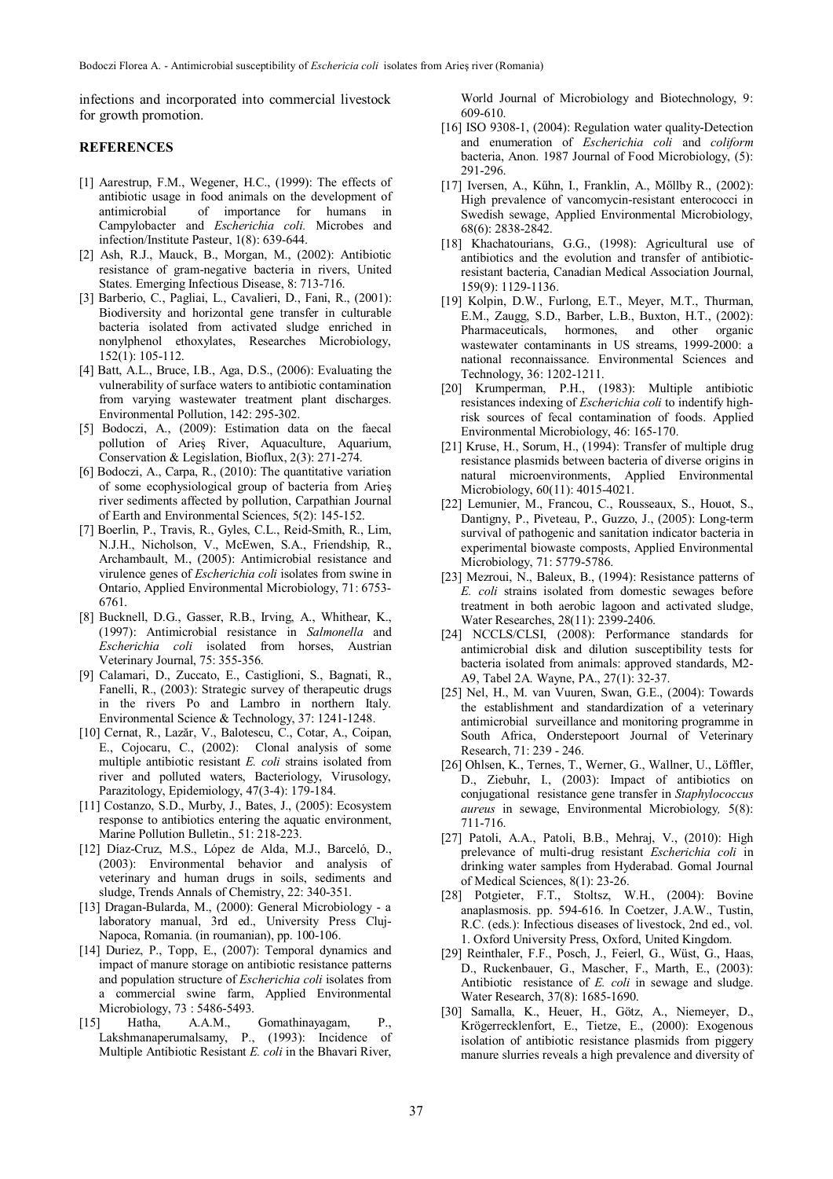infections and incorporated into commercial livestock for growth promotion.

## REFERENCES

[1] Aarestrup, F.M., Wegener, H.C., (1999): The effects of antibiotic usage in food animals on the development of antimicrobial of importance for humans in Campylobacter and *Escherichia coli.* Microbes and infection/Institute Pasteur, 1(8): 639-644.

[2] Ash, R.J., Mauck, B., Morgan, M., (2002): Antibiotic resistance of gram-negative bacteria in rivers, United States. Emerging Infectious Disease, 8: 713-716.

[3] Barberio, C., Pagliai, L., Cavalieri, D., Fani, R., (2001): Biodiversity and horizontal gene transfer in culturable bacteria isolated from activated sludge enriched in nonylphenol ethoxylates, Researches Microbiology, 152(1): 105-112.

[4] Batt, A.L., Bruce, I.B., Aga, D.S., (2006): Evaluating the vulnerability of surface waters to antibiotic contamination from varying wastewater treatment plant discharges. Environmental Pollution, 142: 295-302.

[5] Bodoczi, A., (2009): Estimation data on the faecal pollution of Arieş River, Aquaculture, Aquarium, Conservation & Legislation, Bioflux, 2(3): 271-274.

[6] Bodoczi, A., Carpa, R., (2010): The quantitative variation of some ecophysiological group of bacteria from Arieş river sediments affected by pollution, Carpathian Journal of Earth and Environmental Sciences, 5(2): 145-152.

[7] Boerlin, P., Travis, R., Gyles, C.L., Reid-Smith, R., Lim, N.J.H., Nicholson, V., McEwen, S.A., Friendship, R., Archambault, M., (2005): Antimicrobial resistance and virulence genes of *Escherichia coli* isolates from swine in Ontario, Applied Environmental Microbiology, 71: 6753-6761.

[8] Bucknell, D.G., Gasser, R.B., Irving, A., Whithear, K., (1997): Antimicrobial resistance in *Salmonella* and *Escherichia coli* isolated from horses, Austrian Veterinary Journal, 75: 355-356.

[9] Calamari, D., Zuccato, E., Castiglioni, S., Bagnati, R., Fanelli, R., (2003): Strategic survey of therapeutic drugs in the rivers Po and Lambro in northern Italy. Environmental Science & Technology, 37: 1241-1248.

[10] Cernat, R., Lazăr, V., Balotescu, C., Cotar, A., Coipan, E., Cojocaru, C., (2002): Clonal analysis of some multiple antibiotic resistant *E. coli* strains isolated from river and polluted waters, Bacteriology, Virusology, Parazitology, Epidemiology, 47(3-4): 179-184.

[11] Costanzo, S.D., Murby, J., Bates, J., (2005): Ecosystem response to antibiotics entering the aquatic environment, Marine Pollution Bulletin., 51: 218-223.

[12] Díaz-Cruz, M.S., López de Alda, M.J., Barceló, D., (2003): Environmental behavior and analysis of veterinary and human drugs in soils, sediments and sludge, Trends Annals of Chemistry, 22: 340-351.

[13] Dragan-Bularda, M., (2000): General Microbiology - a laboratory manual, 3rd ed., University Press Cluj-Napoca, Romania. (in roumanian), pp. 100-106.

[14] Duriez, P., Topp, E., (2007): Temporal dynamics and impact of manure storage on antibiotic resistance patterns and population structure of *Escherichia coli* isolates from a commercial swine farm, Applied Environmental Microbiology, 73 : 5486-5493.

[15] Hatha, A.A.M., Gomathinayagam, P., Lakshmanaperumalsamy, P., (1993): Incidence of Multiple Antibiotic Resistant *E. coli* in the Bhavari River, World Journal of Microbiology and Biotechnology, 9: 609-610.

[16] ISO 9308-1, (2004): Regulation water quality-Detection and enumeration of *Escherichia coli* and *coliform* bacteria, Anon. 1987 Journal of Food Microbiology, (5): 291-296.

[17] Iversen, A., Kűhn, I., Franklin, A., Möllby R., (2002): High prevalence of vancomycin-resistant enterococci in Swedish sewage, Applied Environmental Microbiology, 68(6): 2838-2842.

[18] Khachatourians, G.G., (1998): Agricultural use of antibiotics and the evolution and transfer of antibiotic-resistant bacteria, Canadian Medical Association Journal, 159(9): 1129-1136.

[19] Kolpin, D.W., Furlong, E.T., Meyer, M.T., Thurman, E.M., Zaugg, S.D., Barber, L.B., Buxton, H.T., (2002): Pharmaceuticals, hormones, and other organic wastewater contaminants in US streams, 1999-2000: a national reconnaissance. Environmental Sciences and Technology, 36: 1202-1211.

[20] Krumperman, P.H., (1983): Multiple antibiotic resistances indexing of *Escherichia coli* to indentify high-risk sources of fecal contamination of foods. Applied Environmental Microbiology, 46: 165-170.

[21] Kruse, H., Sorum, H., (1994): Transfer of multiple drug resistance plasmids between bacteria of diverse origins in natural microenvironments, Applied Environmental Microbiology, 60(11): 4015-4021.

[22] Lemunier, M., Francou, C., Rousseaux, S., Houot, S., Dantigny, P., Piveteau, P., Guzzo, J., (2005): Long-term survival of pathogenic and sanitation indicator bacteria in experimental biowaste composts, Applied Environmental Microbiology, 71: 5779-5786.

[23] Mezroui, N., Baleux, B., (1994): Resistance patterns of *E. coli* strains isolated from domestic sewages before treatment in both aerobic lagoon and activated sludge, Water Researches, 28(11): 2399-2406.

[24] NCCLS/CLSI, (2008): Performance standards for antimicrobial disk and dilution susceptibility tests for bacteria isolated from animals: approved standards, M2-A9, Tabel 2A. Wayne, PA., 27(1): 32-37.

[25] Nel, H., M. van Vuuren, Swan, G.E., (2004): Towards the establishment and standardization of a veterinary antimicrobial surveillance and monitoring programme in South Africa, Onderstepoort Journal of Veterinary Research, 71: 239 - 246.

[26] Ohlsen, K., Ternes, T., Werner, G., Wallner, U., Löffler, D., Ziebuhr, I., (2003): Impact of antibiotics on conjugational resistance gene transfer in *Staphylococcus aureus* in sewage, Environmental Microbiology*,* 5(8): 711-716.

[27] Patoli, A.A., Patoli, B.B., Mehraj, V., (2010): High prelevance of multi-drug resistant *Escherichia coli* in drinking water samples from Hyderabad. Gomal Journal of Medical Sciences, 8(1): 23-26.

[28] Potgieter, F.T., Stoltsz, W.H., (2004): Bovine anaplasmosis. pp. 594-616. In Coetzer, J.A.W., Tustin, R.C. (eds.): Infectious diseases of livestock, 2nd ed., vol. 1. Oxford University Press, Oxford, United Kingdom.

[29] Reinthaler, F.F., Posch, J., Feierl, G., Wüst, G., Haas, D., Ruckenbauer, G., Mascher, F., Marth, E., (2003): Antibiotic resistance of *E. coli* in sewage and sludge. Water Research, 37(8): 1685-1690.

[30] Samalla, K., Heuer, H., Götz, A., Niemeyer, D., Krögerrecklenfort, E., Tietze, E., (2000): Exogenous isolation of antibiotic resistance plasmids from piggery manure slurries reveals a high prevalence and diversity of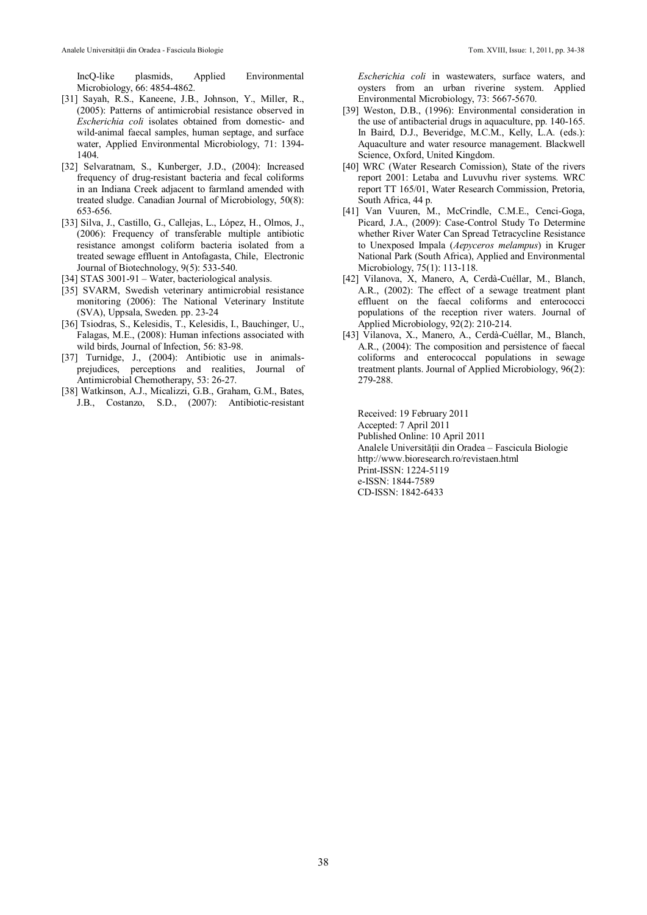IncQ-like plasmids, Applied Environmental Microbiology, 66: 4854-4862.

[31] Sayah, R.S., Kaneene, J.B., Johnson, Y., Miller, R., (2005): Patterns of antimicrobial resistance observed in *Escherichia coli* isolates obtained from domestic- and wild-animal faecal samples, human septage, and surface water, Applied Environmental Microbiology, 71: 1394-1404.

[32] Selvaratnam, S., Kunberger, J.D., (2004): Increased frequency of drug-resistant bacteria and fecal coliforms in an Indiana Creek adjacent to farmland amended with treated sludge. Canadian Journal of Microbiology, 50(8): 653-656.

[33] Silva, J., Castillo, G., Callejas, L., López, H., Olmos, J., (2006): Frequency of transferable multiple antibiotic resistance amongst coliform bacteria isolated from a treated sewage effluent in Antofagasta, Chile, Electronic Journal of Biotechnology, 9(5): 533-540.

[34] STAS 3001-91 – Water, bacteriological analysis.

[35] SVARM, Swedish veterinary antimicrobial resistance monitoring (2006): The National Veterinary Institute (SVA), Uppsala, Sweden. pp. 23-24

[36] Tsiodras, S., Kelesidis, T., Kelesidis, I., Bauchinger, U., Falagas, M.E., (2008): Human infections associated with wild birds, Journal of Infection, 56: 83-98.

[37] Turnidge, J., (2004): Antibiotic use in animals-prejudices, perceptions and realities, Journal of Antimicrobial Chemotherapy, 53: 26-27.

[38] Watkinson, A.J., Micalizzi, G.B., Graham, G.M., Bates, J.B., Costanzo, S.D., (2007): Antibiotic-resistant *Escherichia coli* in wastewaters, surface waters, and oysters from an urban riverine system. Applied Environmental Microbiology, 73: 5667-5670.

[39] Weston, D.B., (1996): Environmental consideration in the use of antibacterial drugs in aquaculture, pp. 140-165. In Baird, D.J., Beveridge, M.C.M., Kelly, L.A. (eds.): Aquaculture and water resource management. Blackwell Science, Oxford, United Kingdom.

[40] WRC (Water Research Comission), State of the rivers report 2001: Letaba and Luvuvhu river systems. WRC report TT 165/01, Water Research Commission, Pretoria, South Africa, 44 p.

[41] Van Vuuren, M., McCrindle, C.M.E., Cenci-Goga, Picard, J.A., (2009): Case-Control Study To Determine whether River Water Can Spread Tetracycline Resistance to Unexposed Impala (*Aepyceros melampus*) in Kruger National Park (South Africa), Applied and Environmental Microbiology, 75(1): 113-118.

[42] Vilanova, X, Manero, A, Cerdà-Cuéllar, M., Blanch, A.R., (2002): The effect of a sewage treatment plant effluent on the faecal coliforms and enterococci populations of the reception river waters. Journal of Applied Microbiology, 92(2): 210-214.

[43] Vilanova, X., Manero, A., Cerdà-Cuéllar, M., Blanch, A.R., (2004): The composition and persistence of faecal coliforms and enterococcal populations in sewage treatment plants. Journal of Applied Microbiology, 96(2): 279-288.

Received: 19 February 2011
Accepted: 7 April 2011
Published Online: 10 April 2011
Analele Universităţii din Oradea – Fascicula Biologie
http://www.bioresearch.ro/revistaen.html
Print-ISSN: 1224-5119
e-ISSN: 1844-7589
CD-ISSN: 1842-6433